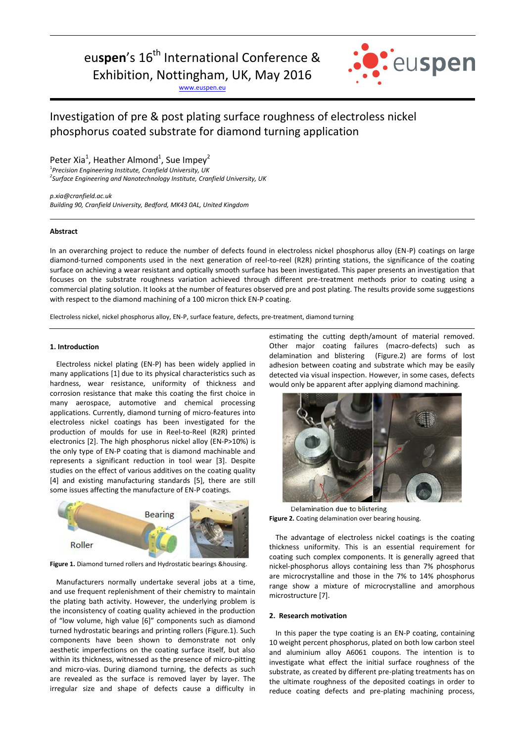euspen's 16th International Conference & Exhibition, Nottingham, UK, May 2016

www.euspen.eu

# Investigation of pre & post plating surface roughness of electroless nickel phosphorus coated substrate for diamond turning application

Peter Xia[1], Heather Almond[1], Sue Impey[2]

[1]*Precision Engineering Institute, Cranfield University, UK*
[2]*Surface Engineering and Nanotechnology Institute, Cranfield University, UK*

*p.xia@cranfield.ac.uk*
*Building 90, Cranfield University, Bedford, MK43 0AL, United Kingdom*

### Abstract

In an overarching project to reduce the number of defects found in electroless nickel phosphorus alloy (EN-P) coatings on large diamond-turned components used in the next generation of reel-to-reel (R2R) printing stations, the significance of the coating surface on achieving a wear resistant and optically smooth surface has been investigated. This paper presents an investigation that focuses on the substrate roughness variation achieved through different pre-treatment methods prior to coating using a commercial plating solution. It looks at the number of features observed pre and post plating. The results provide some suggestions with respect to the diamond machining of a 100 micron thick EN-P coating.

Electroless nickel, nickel phosphorus alloy, EN-P, surface feature, defects, pre-treatment, diamond turning

## 1. Introduction

Electroless nickel plating (EN-P) has been widely applied in many applications [1] due to its physical characteristics such as hardness, wear resistance, uniformity of thickness and corrosion resistance that make this coating the first choice in many aerospace, automotive and chemical processing applications. Currently, diamond turning of micro-features into electroless nickel coatings has been investigated for the production of moulds for use in Reel-to-Reel (R2R) printed electronics [2]. The high phosphorus nickel alloy (EN-P>10%) is the only type of EN-P coating that is diamond machinable and represents a significant reduction in tool wear [3]. Despite studies on the effect of various additives on the coating quality [4] and existing manufacturing standards [5], there are still some issues affecting the manufacture of EN-P coatings.

**Figure 1.** Diamond turned rollers and Hydrostatic bearings &housing.

Manufacturers normally undertake several jobs at a time, and use frequent replenishment of their chemistry to maintain the plating bath activity. However, the underlying problem is the inconsistency of coating quality achieved in the production of "low volume, high value [6]" components such as diamond turned hydrostatic bearings and printing rollers (Figure.1). Such components have been shown to demonstrate not only aesthetic imperfections on the coating surface itself, but also within its thickness, witnessed as the presence of micro-pitting and micro-vias. During diamond turning, the defects as such are revealed as the surface is removed layer by layer. The irregular size and shape of defects cause a difficulty in estimating the cutting depth/amount of material removed. Other major coating failures (macro-defects) such as delamination and blistering (Figure.2) are forms of lost adhesion between coating and substrate which may be easily detected via visual inspection. However, in some cases, defects would only be apparent after applying diamond machining.

Delamination due to blistering

**Figure 2.** Coating delamination over bearing housing.

The advantage of electroless nickel coatings is the coating thickness uniformity. This is an essential requirement for coating such complex components. It is generally agreed that nickel-phosphorus alloys containing less than 7% phosphorus are microcrystalline and those in the 7% to 14% phosphorus range show a mixture of microcrystalline and amorphous microstructure [7].

## 2. Research motivation

In this paper the type coating is an EN-P coating, containing 10 weight percent phosphorus, plated on both low carbon steel and aluminium alloy A6061 coupons. The intention is to investigate what effect the initial surface roughness of the substrate, as created by different pre-plating treatments has on the ultimate roughness of the deposited coatings in order to reduce coating defects and pre-plating machining process,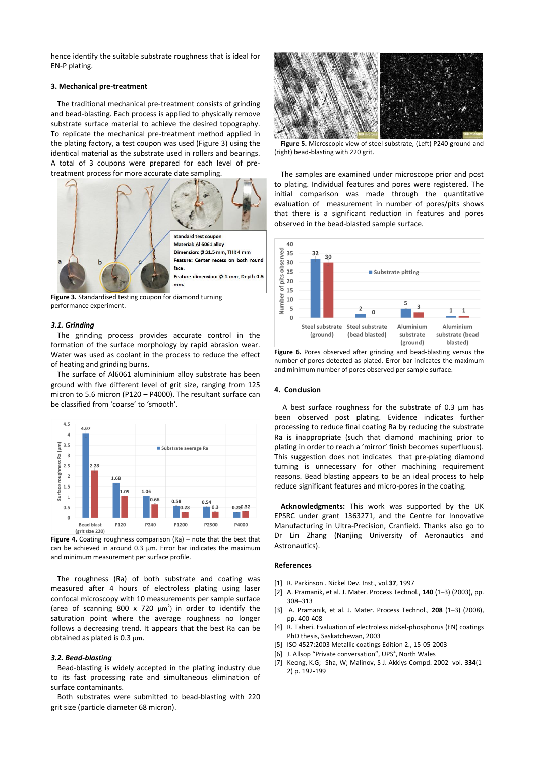hence identify the suitable substrate roughness that is ideal for EN-P plating.

### 3. Mechanical pre-treatment

The traditional mechanical pre-treatment consists of grinding and bead-blasting. Each process is applied to physically remove substrate surface material to achieve the desired topography. To replicate the mechanical pre-treatment method applied in the plating factory, a test coupon was used (Figure 3) using the identical material as the substrate used in rollers and bearings. A total of 3 coupons were prepared for each level of pre-treatment process for more accurate date sampling.

a b c

Standard test coupon
Material: Al 6061 alloy
Dimension: Ø 31.5 mm, THK 4 mm
Feature: Center recess on both round face.
Feature dimension: Ø 1 mm, Depth 0.5 mm.

**Figure 3.** Standardised testing coupon for diamond turning performance experiment.

### *3.1. Grinding*

The grinding process provides accurate control in the formation of the surface morphology by rapid abrasion wear. Water was used as coolant in the process to reduce the effect of heating and grinding burns.

The surface of Al6061 alumininium alloy substrate has been ground with five different level of grit size, ranging from 125 micron to 5.6 micron (P120 – P4000). The resultant surface can be classified from 'coarse' to 'smooth'.

Surface roughness Ra (μm)
4.5 4 3.5 3 2.5 2 1.5 1 0.5 0
Substrate average Ra
4.07 2.28 1.68 1.05 1.06 0.66 0.58 0.28 0.54 0.3 0.28 0.32
Bead blast (grit size 220) P120 P240 P1200 P2500 P4000

**Figure 4.** Coating roughness comparison (Ra) – note that the best that can be achieved in around 0.3 μm. Error bar indicates the maximum and minimum measurement per surface profile.

The roughness (Ra) of both substrate and coating was measured after 4 hours of electroless plating using laser confocal microscopy with 10 measurements per sample surface (area of scanning 800 x 720 $\mu m^2$) in order to identify the saturation point where the average roughness no longer follows a decreasing trend. It appears that the best Ra can be obtained as plated is 0.3 μm.

### *3.2. Bead-blasting*

Bead-blasting is widely accepted in the plating industry due to its fast processing rate and simultaneous elimination of surface contaminants.

Both substrates were submitted to bead-blasting with 220 grit size (particle diameter 68 micron).

100 microns 100 microns

**Figure 5.** Microscopic view of steel substrate, (Left) P240 ground and (right) bead-blasting with 220 grit.

The samples are examined under microscope prior and post to plating. Individual features and pores were registered. The initial comparison was made through the quantitative evaluation of measurement in number of pores/pits shows that there is a significant reduction in features and pores observed in the bead-blasted sample surface.

Number of pits observed
40 35 30 25 20 15 10 5 0
Substrate pitting
32 30 2 0 5 3 1 1
Steel substrate (ground) Steel substrate (bead blasted) Aluminium substrate (ground) Aluminium substrate (bead blasted)

**Figure 6.** Pores observed after grinding and bead-blasting versus the number of pores detected as-plated. Error bar indicates the maximum and minimum number of pores observed per sample surface.

### 4. Conclusion

A best surface roughness for the substrate of 0.3 μm has been observed post plating. Evidence indicates further processing to reduce final coating Ra by reducing the substrate Ra is inappropriate (such that diamond machining prior to plating in order to reach a 'mirror' finish becomes superfluous). This suggestion does not indicates that pre-plating diamond turning is unnecessary for other machining requirement reasons. Bead blasting appears to be an ideal process to help reduce significant features and micro-pores in the coating.

**Acknowledgments:** This work was supported by the UK EPSRC under grant 1363271, and the Centre for Innovative Manufacturing in Ultra-Precision, Cranfield. Thanks also go to Dr Lin Zhang (Nanjing University of Aeronautics and Astronautics).

### References

[1] R. Parkinson . Nickel Dev. Inst., vol.**37**, 1997
[2] A. Pramanik, et al. J. Mater. Process Technol., **140** (1–3) (2003), pp. 308–313
[3] A. Pramanik, et al. J. Mater. Process Technol., **208** (1–3) (2008), pp. 400-408
[4] R. Taheri. Evaluation of electroless nickel-phosphorus (EN) coatings PhD thesis, Saskatchewan, 2003
[5] ISO 4527:2003 Metallic coatings Edition 2., 15-05-2003
[6] J. Allsop "Private conversation", $UPS^2$, North Wales
[7] Keong, K.G; Sha, W; Malinov, S J. Akkiys Compd. 2002 vol. **334**(1-2) p. 192-199